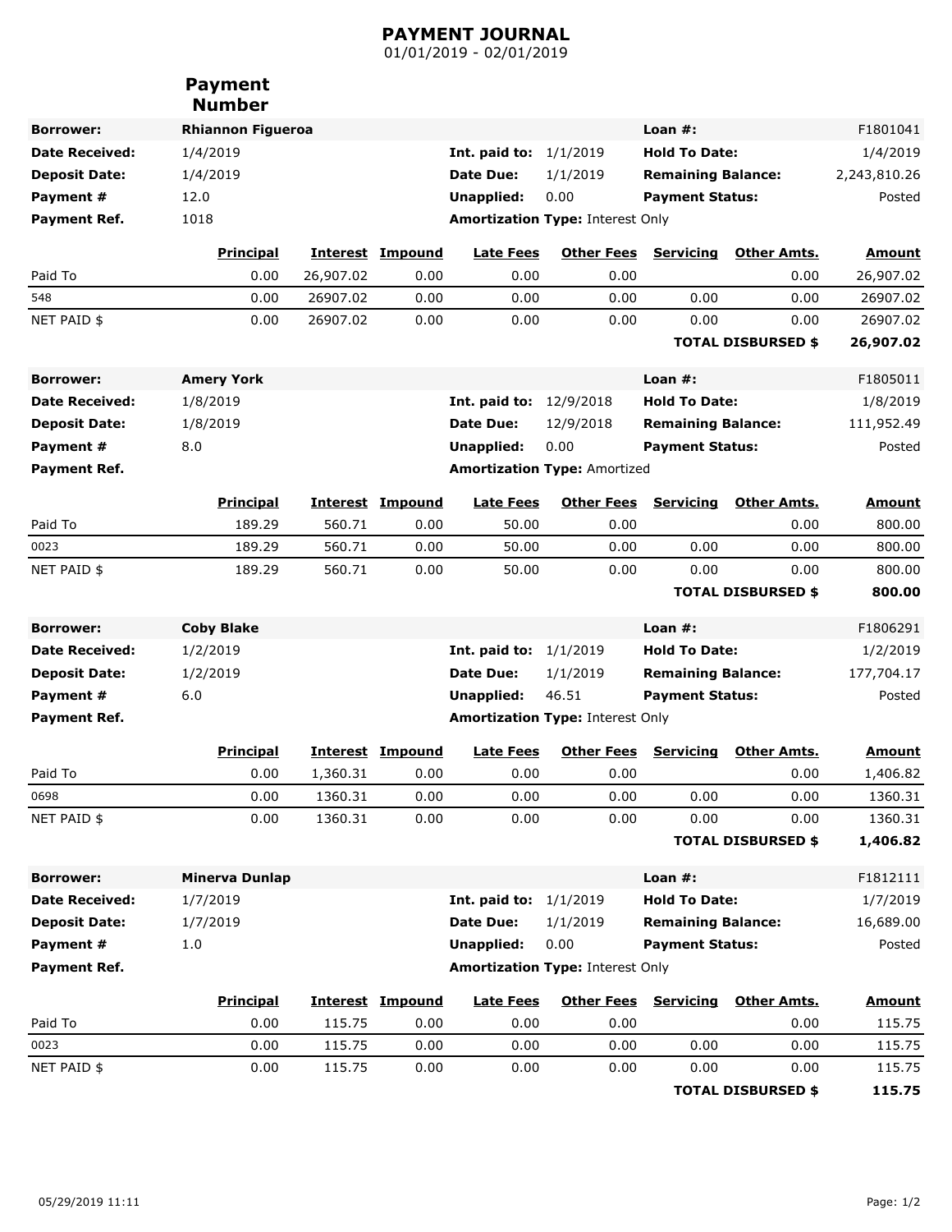# PAYMENT JOURNAL

01/01/2019 - 02/01/2019

**Payment Number**

| **Borrower:** | **Rhiannon Figueroa** | | **Loan #:** | F1801041 |
|---|---|---|---|---|
| **Date Received:** | 1/4/2019 | **Int. paid to:** 1/1/2019 | **Hold To Date:** | 1/4/2019 |
| **Deposit Date:** | 1/4/2019 | **Date Due:** 1/1/2019 | **Remaining Balance:** | 2,243,810.26 |
| **Payment #** | 12.0 | **Unapplied:** 0.00 | **Payment Status:** | Posted |
| **Payment Ref.** | 1018 | **Amortization Type:** Interest Only | | |

| | Principal | Interest | Impound | Late Fees | Other Fees | Servicing | Other Amts. | Amount |
|---|---|---|---|---|---|---|---|---|
| Paid To | 0.00 | 26,907.02 | 0.00 | 0.00 | 0.00 | | 0.00 | 26,907.02 |
| 548 | 0.00 | 26907.02 | 0.00 | 0.00 | 0.00 | 0.00 | 0.00 | 26907.02 |
| NET PAID $ | 0.00 | 26907.02 | 0.00 | 0.00 | 0.00 | 0.00 | 0.00 | 26907.02 |
| | | | | | | | **TOTAL DISBURSED $** | **26,907.02** |

| **Borrower:** | **Amery York** | | **Loan #:** | F1805011 |
|---|---|---|---|---|
| **Date Received:** | 1/8/2019 | **Int. paid to:** 12/9/2018 | **Hold To Date:** | 1/8/2019 |
| **Deposit Date:** | 1/8/2019 | **Date Due:** 12/9/2018 | **Remaining Balance:** | 111,952.49 |
| **Payment #** | 8.0 | **Unapplied:** 0.00 | **Payment Status:** | Posted |
| **Payment Ref.** | | **Amortization Type:** Amortized | | |

| | Principal | Interest | Impound | Late Fees | Other Fees | Servicing | Other Amts. | Amount |
|---|---|---|---|---|---|---|---|---|
| Paid To | 189.29 | 560.71 | 0.00 | 50.00 | 0.00 | | 0.00 | 800.00 |
| 0023 | 189.29 | 560.71 | 0.00 | 50.00 | 0.00 | 0.00 | 0.00 | 800.00 |
| NET PAID $ | 189.29 | 560.71 | 0.00 | 50.00 | 0.00 | 0.00 | 0.00 | 800.00 |
| | | | | | | | **TOTAL DISBURSED $** | **800.00** |

| **Borrower:** | **Coby Blake** | | **Loan #:** | F1806291 |
|---|---|---|---|---|
| **Date Received:** | 1/2/2019 | **Int. paid to:** 1/1/2019 | **Hold To Date:** | 1/2/2019 |
| **Deposit Date:** | 1/2/2019 | **Date Due:** 1/1/2019 | **Remaining Balance:** | 177,704.17 |
| **Payment #** | 6.0 | **Unapplied:** 46.51 | **Payment Status:** | Posted |
| **Payment Ref.** | | **Amortization Type:** Interest Only | | |

| | Principal | Interest | Impound | Late Fees | Other Fees | Servicing | Other Amts. | Amount |
|---|---|---|---|---|---|---|---|---|
| Paid To | 0.00 | 1,360.31 | 0.00 | 0.00 | 0.00 | | 0.00 | 1,406.82 |
| 0698 | 0.00 | 1360.31 | 0.00 | 0.00 | 0.00 | 0.00 | 0.00 | 1360.31 |
| NET PAID $ | 0.00 | 1360.31 | 0.00 | 0.00 | 0.00 | 0.00 | 0.00 | 1360.31 |
| | | | | | | | **TOTAL DISBURSED $** | **1,406.82** |

| **Borrower:** | **Minerva Dunlap** | | **Loan #:** | F1812111 |
|---|---|---|---|---|
| **Date Received:** | 1/7/2019 | **Int. paid to:** 1/1/2019 | **Hold To Date:** | 1/7/2019 |
| **Deposit Date:** | 1/7/2019 | **Date Due:** 1/1/2019 | **Remaining Balance:** | 16,689.00 |
| **Payment #** | 1.0 | **Unapplied:** 0.00 | **Payment Status:** | Posted |
| **Payment Ref.** | | **Amortization Type:** Interest Only | | |

| | Principal | Interest | Impound | Late Fees | Other Fees | Servicing | Other Amts. | Amount |
|---|---|---|---|---|---|---|---|---|
| Paid To | 0.00 | 115.75 | 0.00 | 0.00 | 0.00 | | 0.00 | 115.75 |
| 0023 | 0.00 | 115.75 | 0.00 | 0.00 | 0.00 | 0.00 | 0.00 | 115.75 |
| NET PAID $ | 0.00 | 115.75 | 0.00 | 0.00 | 0.00 | 0.00 | 0.00 | 115.75 |
| | | | | | | | **TOTAL DISBURSED $** | **115.75** |

05/29/2019 11:11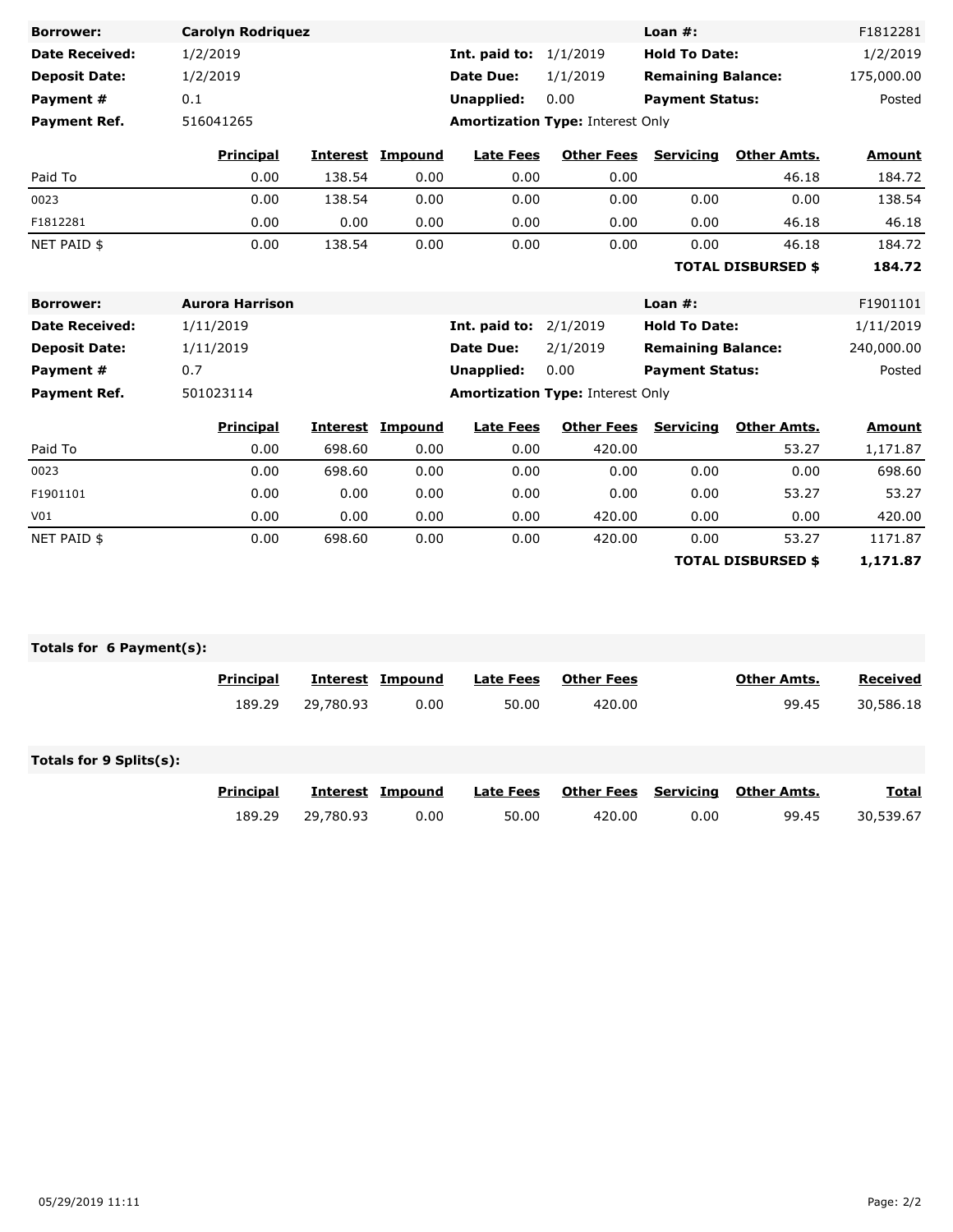| | | | | | | | | |
|---|---|---|---|---|---|---|---|---|
| **Borrower:** | **Carolyn Rodriquez** | | | | | **Loan #:** | | F1812281 |
| **Date Received:** | 1/2/2019 | | | **Int. paid to:** | 1/1/2019 | **Hold To Date:** | | 1/2/2019 |
| **Deposit Date:** | 1/2/2019 | | | **Date Due:** | 1/1/2019 | **Remaining Balance:** | | 175,000.00 |
| **Payment #** | 0.1 | | | **Unapplied:** | 0.00 | **Payment Status:** | | Posted |
| **Payment Ref.** | 516041265 | | | **Amortization Type:** Interest Only | | | | |

| | Principal | Interest | Impound | Late Fees | Other Fees | Servicing | Other Amts. | Amount |
|---|---|---|---|---|---|---|---|---|
| Paid To | 0.00 | 138.54 | 0.00 | 0.00 | 0.00 | | 46.18 | 184.72 |
| 0023 | 0.00 | 138.54 | 0.00 | 0.00 | 0.00 | 0.00 | 0.00 | 138.54 |
| F1812281 | 0.00 | 0.00 | 0.00 | 0.00 | 0.00 | 0.00 | 46.18 | 46.18 |
| NET PAID $ | 0.00 | 138.54 | 0.00 | 0.00 | 0.00 | 0.00 | 46.18 | 184.72 |
| | | | | | | | **TOTAL DISBURSED $** | **184.72** |

| | | | | | | | | |
|---|---|---|---|---|---|---|---|---|
| **Borrower:** | **Aurora Harrison** | | | | | **Loan #:** | | F1901101 |
| **Date Received:** | 1/11/2019 | | | **Int. paid to:** | 2/1/2019 | **Hold To Date:** | | 1/11/2019 |
| **Deposit Date:** | 1/11/2019 | | | **Date Due:** | 2/1/2019 | **Remaining Balance:** | | 240,000.00 |
| **Payment #** | 0.7 | | | **Unapplied:** | 0.00 | **Payment Status:** | | Posted |
| **Payment Ref.** | 501023114 | | | **Amortization Type:** Interest Only | | | | |

| | Principal | Interest | Impound | Late Fees | Other Fees | Servicing | Other Amts. | Amount |
|---|---|---|---|---|---|---|---|---|
| Paid To | 0.00 | 698.60 | 0.00 | 0.00 | 420.00 | | 53.27 | 1,171.87 |
| 0023 | 0.00 | 698.60 | 0.00 | 0.00 | 0.00 | 0.00 | 0.00 | 698.60 |
| F1901101 | 0.00 | 0.00 | 0.00 | 0.00 | 0.00 | 0.00 | 53.27 | 53.27 |
| V01 | 0.00 | 0.00 | 0.00 | 0.00 | 420.00 | 0.00 | 0.00 | 420.00 |
| NET PAID $ | 0.00 | 698.60 | 0.00 | 0.00 | 420.00 | 0.00 | 53.27 | 1171.87 |
| | | | | | | | **TOTAL DISBURSED $** | **1,171.87** |

**Totals for 6 Payment(s):**

| Principal | Interest | Impound | Late Fees | Other Fees | Other Amts. | Received |
|---|---|---|---|---|---|---|
| 189.29 | 29,780.93 | 0.00 | 50.00 | 420.00 | 99.45 | 30,586.18 |

**Totals for 9 Splits(s):**

| Principal | Interest | Impound | Late Fees | Other Fees | Servicing | Other Amts. | Total |
|---|---|---|---|---|---|---|---|
| 189.29 | 29,780.93 | 0.00 | 50.00 | 420.00 | 0.00 | 99.45 | 30,539.67 |

05/29/2019 11:11